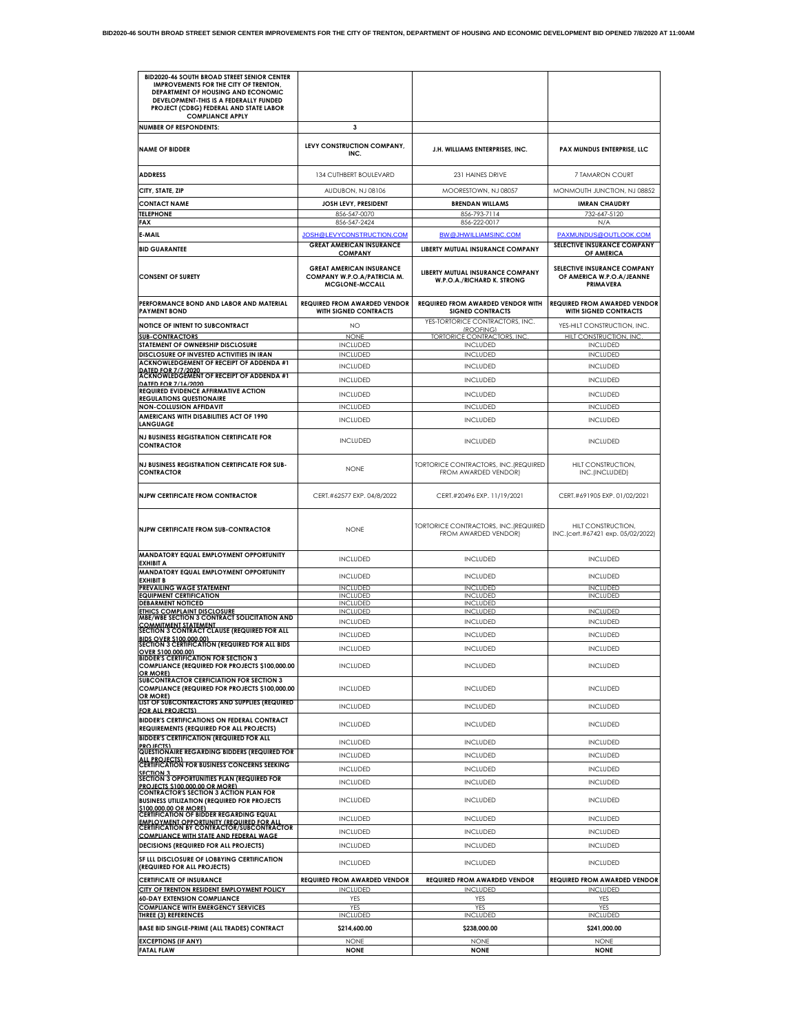**BID2020-46 SOUTH BROAD STREET SENIOR CENTER IMPROVEMENTS FOR THE CITY OF TRENTON, DEPARTMENT OF HOUSING AND ECONOMIC DEVELOPMENT BID OPENED 7/8/2020 AT 11:00AM**

| BID2020-46 SOUTH BROAD STREET SENIOR CENTER IMPROVEMENTS FOR THE CITY OF TRENTON, DEPARTMENT OF HOUSING AND ECONOMIC DEVELOPMENT-THIS IS A FEDERALLY FUNDED PROJECT (CDBG) FEDERAL AND STATE LABOR COMPLIANCE APPLY | | | |
|---|---|---|---|
| NUMBER OF RESPONDENTS: | 3 | | |
| NAME OF BIDDER | LEVY CONSTRUCTION COMPANY, INC. | J.H. WILLIAMS ENTERPRISES, INC. | PAX MUNDUS ENTERPRISE, LLC |
| ADDRESS | 134 CUTHBERT BOULEVARD | 231 HAINES DRIVE | 7 TAMARON COURT |
| CITY, STATE, ZIP | AUDUBON, NJ 08106 | MOORESTOWN, NJ 08057 | MONMOUTH JUNCTION, NJ 08852 |
| CONTACT NAME | JOSH LEVY, PRESIDENT | BRENDAN WILLAMS | IMRAN CHAUDRY |
| TELEPHONE | 856-547-0070 | 856-793-7114 | 732-647-5120 |
| FAX | 856-547-2424 | 856-222-0017 | N/A |
| E-MAIL | JOSH@LEVYCONSTRUCTION.COM | BW@JHWILLIAMSINC.COM | PAXMUNDUS@OUTLOOK.COM |
| BID GUARANTEE | GREAT AMERICAN INSURANCE COMPANY | LIBERTY MUTUAL INSURANCE COMPANY | SELECTIVE INSURANCE COMPANY OF AMERICA |
| CONSENT OF SURETY | GREAT AMERICAN INSURANCE COMPANY W.P.O.A/PATRICIA M. MCGLONE-MCCALL | LIBERTY MUTUAL INSURANCE COMPANY W.P.O.A./RICHARD K. STRONG | SELECTIVE INSURANCE COMPANY OF AMERICA W.P.O.A/JEANNE PRIMAVERA |
| PERFORMANCE BOND AND LABOR AND MATERIAL PAYMENT BOND | REQUIRED FROM AWARDED VENDOR WITH SIGNED CONTRACTS | REQUIRED FROM AWARDED VENDOR WITH SIGNED CONTRACTS | REQUIRED FROM AWARDED VENDOR WITH SIGNED CONTRACTS |
| NOTICE OF INTENT TO SUBCONTRACT | NO | YES-TORTORICE CONTRACTORS, INC. (ROOFING) | YES-HILT CONSTRUCTION, INC. |
| SUB-CONTRACTORS | NONE | TORTORICE CONTRACTORS, INC. | HILT CONSTRUCTION, INC. |
| STATEMENT OF OWNERSHIP DISCLOSURE | INCLUDED | INCLUDED | INCLUDED |
| DISCLOSURE OF INVESTED ACTIVITIES IN IRAN | INCLUDED | INCLUDED | INCLUDED |
| ACKNOWLEDGEMENT OF RECEIPT OF ADDENDA #1 DATED FOR 7/7/2020 | INCLUDED | INCLUDED | INCLUDED |
| ACKNOWLEDGEMENT OF RECEIPT OF ADDENDA #1 DATED FOR 7/16/2020 | INCLUDED | INCLUDED | INCLUDED |
| REQUIRED EVIDENCE AFFIRMATIVE ACTION REGULATIONS QUESTIONAIRE | INCLUDED | INCLUDED | INCLUDED |
| NON-COLLUSION AFFIDAVIT | INCLUDED | INCLUDED | INCLUDED |
| AMERICANS WITH DISABILITIES ACT OF 1990 LANGUAGE | INCLUDED | INCLUDED | INCLUDED |
| NJ BUSINESS REGISTRATION CERTIFICATE FOR CONTRACTOR | INCLUDED | INCLUDED | INCLUDED |
| NJ BUSINESS REGISTRATION CERTIFICATE FOR SUB-CONTRACTOR | NONE | TORTORICE CONTRACTORS, INC.(REQUIRED FROM AWARDED VENDOR) | HILT CONSTRUCTION, INC.(INCLUDED) |
| NJPW CERTIFICATE FROM CONTRACTOR | CERT.#62577 EXP. 04/8/2022 | CERT.#20496 EXP. 11/19/2021 | CERT.#691905 EXP. 01/02/2021 |
| NJPW CERTIFICATE FROM SUB-CONTRACTOR | NONE | TORTORICE CONTRACTORS, INC.(REQUIRED FROM AWARDED VENDOR) | HILT CONSTRUCTION, INC.(cert.#67421 exp. 05/02/2022) |
| MANDATORY EQUAL EMPLOYMENT OPPORTUNITY EXHIBIT A | INCLUDED | INCLUDED | INCLUDED |
| MANDATORY EQUAL EMPLOYMENT OPPORTUNITY EXHIBIT B | INCLUDED | INCLUDED | INCLUDED |
| PREVAILING WAGE STATEMENT | INCLUDED | INCLUDED | INCLUDED |
| EQUIPMENT CERTIFICATION | INCLUDED | INCLUDED | INCLUDED |
| DEBARMENT NOTICED | INCLUDED | INCLUDED | |
| ETHICS COMPLAINT DISCLOSURE | INCLUDED | INCLUDED | INCLUDED |
| MBE/WBE SECTION 3 CONTRACT SOLICITATION AND COMMITMENT STATEMENT | INCLUDED | INCLUDED | INCLUDED |
| SECTION 3 CONTRACT CLAUSE (REQUIRED FOR ALL BIDS OVER $100,000.00) | INCLUDED | INCLUDED | INCLUDED |
| SECTION 3 CERTIFICATION (REQUIRED FOR ALL BIDS OVER $100,000.00) | INCLUDED | INCLUDED | INCLUDED |
| BIDDER'S CERTIFICATION FOR SECTION 3 COMPLIANCE (REQUIRED FOR PROJECTS $100,000.00 OR MORE) | INCLUDED | INCLUDED | INCLUDED |
| SUBCONTRACTOR CERFICIATION FOR SECTION 3 COMPLIANCE (REQUIRED FOR PROJECTS $100,000.00 OR MORE) | INCLUDED | INCLUDED | INCLUDED |
| LIST OF SUBCONTRACTORS AND SUPPLIES (REQUIRED FOR ALL PROJECTS) | INCLUDED | INCLUDED | INCLUDED |
| BIDDER'S CERTIFICATIONS ON FEDERAL CONTRACT REQUIREMENTS (REQUIRED FOR ALL PROJECTS) | INCLUDED | INCLUDED | INCLUDED |
| BIDDER'S CERTIFICATION (REQUIRED FOR ALL PROJECTS) | INCLUDED | INCLUDED | INCLUDED |
| QUESTIONAIRE REGARDING BIDDERS (REQUIRED FOR ALL PROJECTS) | INCLUDED | INCLUDED | INCLUDED |
| CERTIFICATION FOR BUSINESS CONCERNS SEEKING SECTION 3 | INCLUDED | INCLUDED | INCLUDED |
| SECTION 3 OPPORTUNITIES PLAN (REQUIRED FOR PROJECTS $100,000.00 OR MORE) | INCLUDED | INCLUDED | INCLUDED |
| CONTRACTOR'S SECTION 3 ACTION PLAN FOR BUSINESS UTILIZATION (REQUIRED FOR PROJECTS $100,000.00 OR MORE) | INCLUDED | INCLUDED | INCLUDED |
| CERTIFICATION OF BIDDER REGARDING EQUAL EMPLOYMENT OPPORTUNITY (REQUIRED FOR ALL | INCLUDED | INCLUDED | INCLUDED |
| CERTIFICATION BY CONTRACTOR/SUBCONTRACTOR COMPLIANCE WITH STATE AND FEDERAL WAGE | INCLUDED | INCLUDED | INCLUDED |
| DECISIONS (REQUIRED FOR ALL PROJECTS) | INCLUDED | INCLUDED | INCLUDED |
| SF LLL DISCLOSURE OF LOBBYING CERTIFICATION (REQUIRED FOR ALL PROJECTS) | INCLUDED | INCLUDED | INCLUDED |
| CERTIFICATE OF INSURANCE | REQUIRED FROM AWARDED VENDOR | REQUIRED FROM AWARDED VENDOR | REQUIRED FROM AWARDED VENDOR |
| CITY OF TRENTON RESIDENT EMPLOYMENT POLICY | INCLUDED | INCLUDED | INCLUDED |
| 60-DAY EXTENSION COMPLIANCE | YES | YES | YES |
| COMPLIANCE WITH EMERGENCY SERVICES | YES | YES | YES |
| THREE (3) REFERENCES | INCLUDED | INCLUDED | INCLUDED |
| BASE BID SINGLE-PRIME (ALL TRADES) CONTRACT | $214,600.00 | $238,000.00 | $241,000.00 |
| EXCEPTIONS (IF ANY) | NONE | NONE | NONE |
| FATAL FLAW | NONE | NONE | NONE |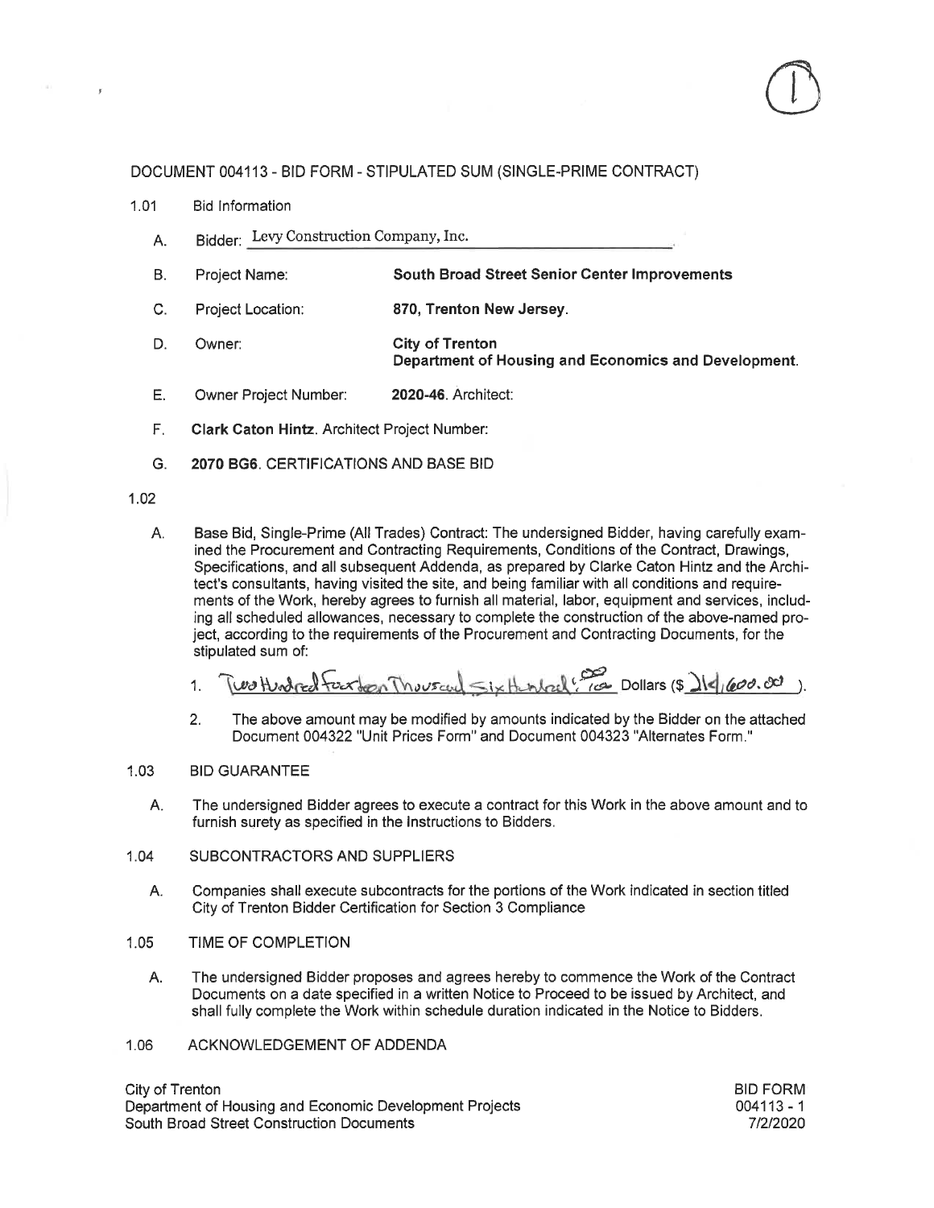DOCUMENT 004113 - BID FORM - STIPULATED SUM (SINGLE-PRIME CONTRACT)

1.01 Bid Information

A. Bidder: Levy Construction Company, Inc.

B. Project Name: **South Broad Street Senior Center Improvements**

C. Project Location: **870, Trenton New Jersey**.

D. Owner: **City of Trenton Department of Housing and Economics and Development**.

E. Owner Project Number: **2020-46**. Architect:

F. **Clark Caton Hintz**. Architect Project Number:

G. **2070 BG6**. CERTIFICATIONS AND BASE BID

1.02

A. Base Bid, Single-Prime (All Trades) Contract: The undersigned Bidder, having carefully examined the Procurement and Contracting Requirements, Conditions of the Contract, Drawings, Specifications, and all subsequent Addenda, as prepared by Clarke Caton Hintz and the Architect's consultants, having visited the site, and being familiar with all conditions and requirements of the Work, hereby agrees to furnish all material, labor, equipment and services, including all scheduled allowances, necessary to complete the construction of the above-named project, according to the requirements of the Procurement and Contracting Documents, for the stipulated sum of:

1. Two Hundred Fourteen Thousand Six Hundred & 00/100 Dollars ($ 214,600.00 ).

2. The above amount may be modified by amounts indicated by the Bidder on the attached Document 004322 "Unit Prices Form" and Document 004323 "Alternates Form."

1.03 BID GUARANTEE

A. The undersigned Bidder agrees to execute a contract for this Work in the above amount and to furnish surety as specified in the Instructions to Bidders.

1.04 SUBCONTRACTORS AND SUPPLIERS

A. Companies shall execute subcontracts for the portions of the Work indicated in section titled City of Trenton Bidder Certification for Section 3 Compliance

1.05 TIME OF COMPLETION

A. The undersigned Bidder proposes and agrees hereby to commence the Work of the Contract Documents on a date specified in a written Notice to Proceed to be issued by Architect, and shall fully complete the Work within schedule duration indicated in the Notice to Bidders.

1.06 ACKNOWLEDGEMENT OF ADDENDA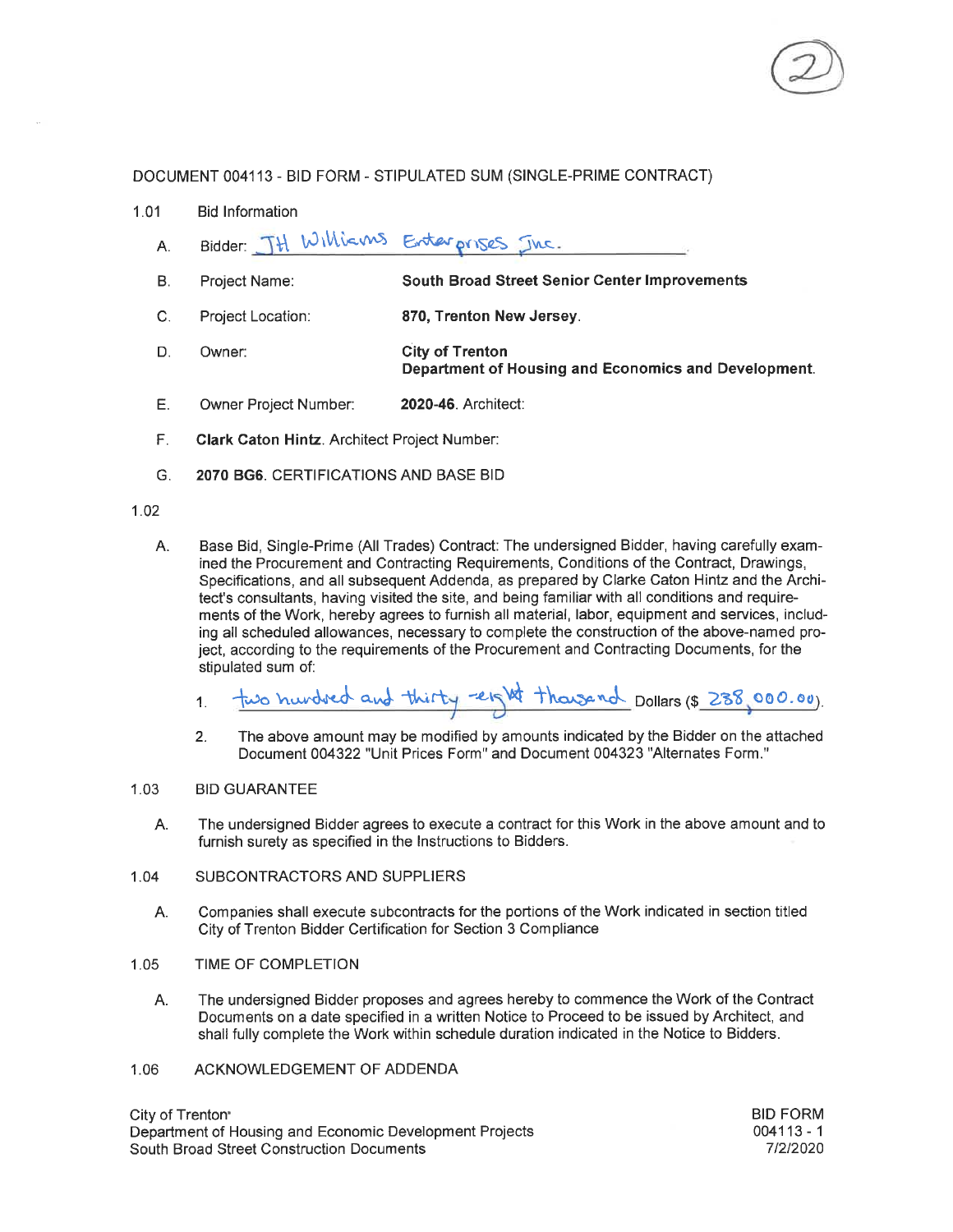(2)

DOCUMENT 004113 - BID FORM - STIPULATED SUM (SINGLE-PRIME CONTRACT)

1.01 Bid Information

A. Bidder: JH Williams Enterprises Inc.

B. Project Name: **South Broad Street Senior Center Improvements**

C. Project Location: **870, Trenton New Jersey**.

D. Owner: **City of Trenton Department of Housing and Economics and Development**.

E. Owner Project Number: **2020-46**. Architect:

F. **Clark Caton Hintz**. Architect Project Number:

G. **2070 BG6**. CERTIFICATIONS AND BASE BID

1.02

A. Base Bid, Single-Prime (All Trades) Contract: The undersigned Bidder, having carefully examined the Procurement and Contracting Requirements, Conditions of the Contract, Drawings, Specifications, and all subsequent Addenda, as prepared by Clarke Caton Hintz and the Architect's consultants, having visited the site, and being familiar with all conditions and requirements of the Work, hereby agrees to furnish all material, labor, equipment and services, including all scheduled allowances, necessary to complete the construction of the above-named project, according to the requirements of the Procurement and Contracting Documents, for the stipulated sum of:

1. two hundred and thirty-eight thousand Dollars ($ 238,000.00).

2. The above amount may be modified by amounts indicated by the Bidder on the attached Document 004322 "Unit Prices Form" and Document 004323 "Alternates Form."

1.03 BID GUARANTEE

A. The undersigned Bidder agrees to execute a contract for this Work in the above amount and to furnish surety as specified in the Instructions to Bidders.

1.04 SUBCONTRACTORS AND SUPPLIERS

A. Companies shall execute subcontracts for the portions of the Work indicated in section titled City of Trenton Bidder Certification for Section 3 Compliance

1.05 TIME OF COMPLETION

A. The undersigned Bidder proposes and agrees hereby to commence the Work of the Contract Documents on a date specified in a written Notice to Proceed to be issued by Architect, and shall fully complete the Work within schedule duration indicated in the Notice to Bidders.

1.06 ACKNOWLEDGEMENT OF ADDENDA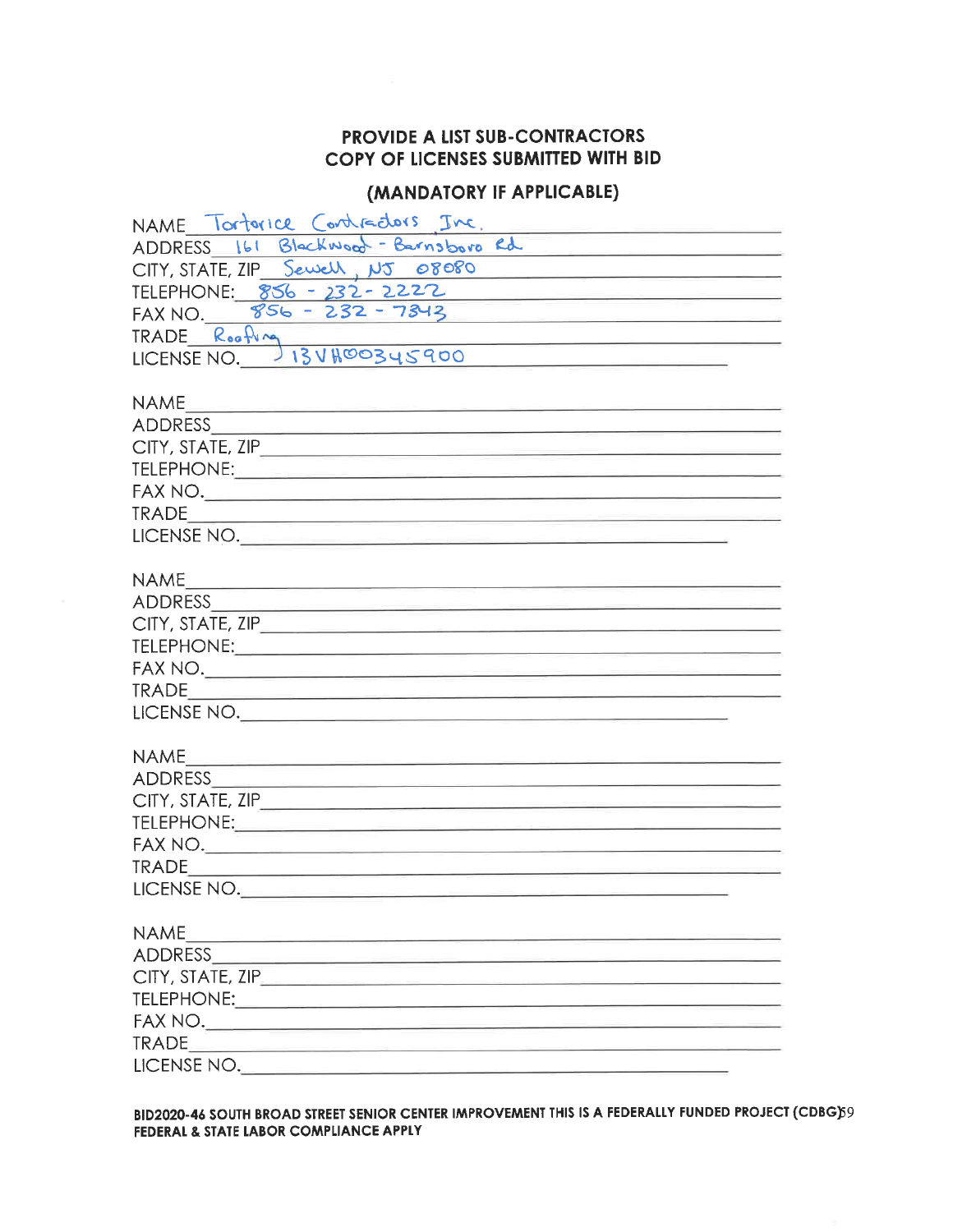**PROVIDE A LIST SUB-CONTRACTORS**
**COPY OF LICENSES SUBMITTED WITH BID**

**(MANDATORY IF APPLICABLE)**

NAME Tortorice Contractors Inc.
ADDRESS 161 Blackwood - Barnsboro Rd
CITY, STATE, ZIP Sewell, NJ 08080
TELEPHONE: 856 - 232 - 2222
FAX NO. 856 - 232 - 7343
TRADE Roofing
LICENSE NO. 13VH00345900

NAME
ADDRESS
CITY, STATE, ZIP
TELEPHONE:
FAX NO.
TRADE
LICENSE NO.

NAME
ADDRESS
CITY, STATE, ZIP
TELEPHONE:
FAX NO.
TRADE
LICENSE NO.

NAME
ADDRESS
CITY, STATE, ZIP
TELEPHONE:
FAX NO.
TRADE
LICENSE NO.

NAME
ADDRESS
CITY, STATE, ZIP
TELEPHONE:
FAX NO.
TRADE
LICENSE NO.

**BID2020-46 SOUTH BROAD STREET SENIOR CENTER IMPROVEMENT THIS IS A FEDERALLY FUNDED PROJECT (CDBG)**
**FEDERAL & STATE LABOR COMPLIANCE APPLY**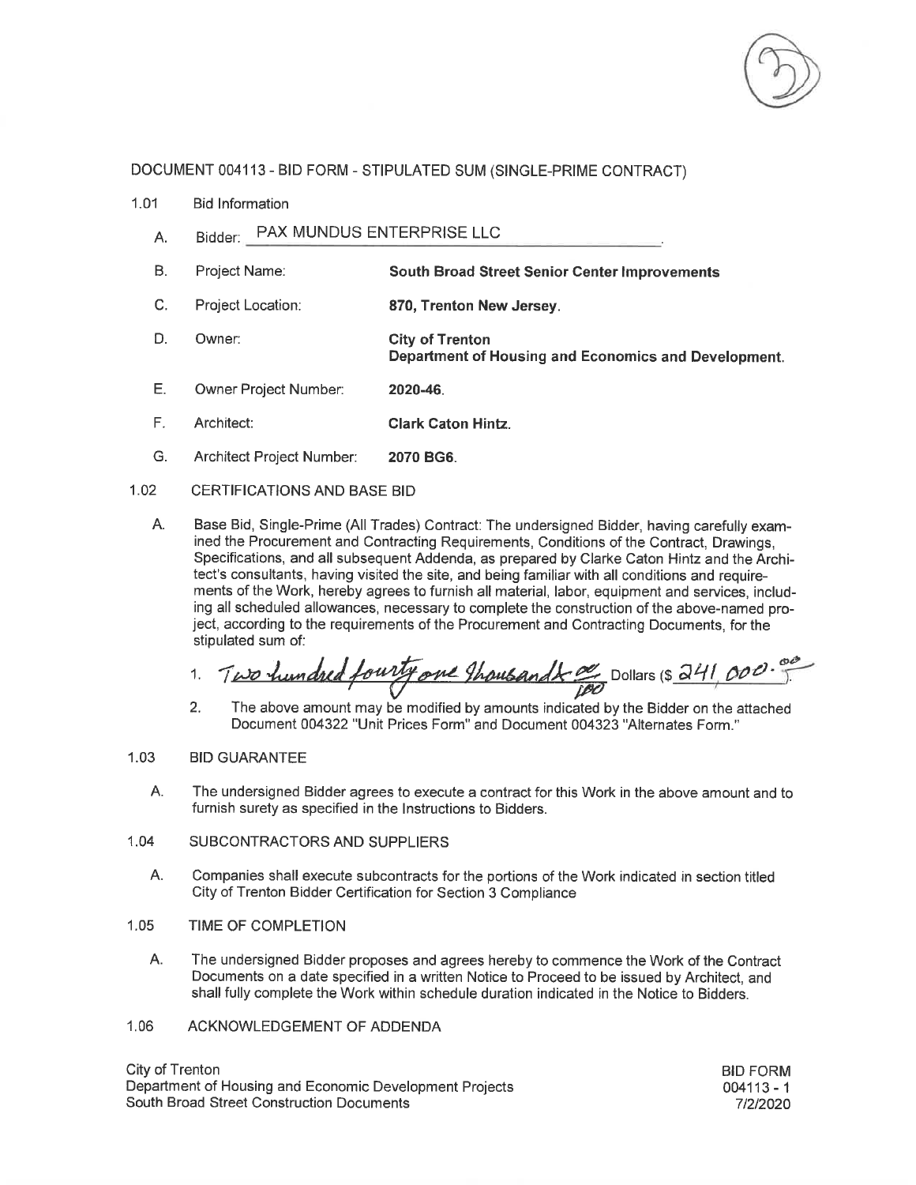DOCUMENT 004113 - BID FORM - STIPULATED SUM (SINGLE-PRIME CONTRACT)

1.01 Bid Information

A. Bidder: PAX MUNDUS ENTERPRISE LLC.

B. Project Name: **South Broad Street Senior Center Improvements**

C. Project Location: **870, Trenton New Jersey.**

D. Owner: **City of Trenton**
**Department of Housing and Economics and Development.**

E. Owner Project Number: **2020-46.**

F. Architect: **Clark Caton Hintz.**

G. Architect Project Number: **2070 BG6.**

1.02 CERTIFICATIONS AND BASE BID

A. Base Bid, Single-Prime (All Trades) Contract: The undersigned Bidder, having carefully examined the Procurement and Contracting Requirements, Conditions of the Contract, Drawings, Specifications, and all subsequent Addenda, as prepared by Clarke Caton Hintz and the Architect's consultants, having visited the site, and being familiar with all conditions and requirements of the Work, hereby agrees to furnish all material, labor, equipment and services, including all scheduled allowances, necessary to complete the construction of the above-named project, according to the requirements of the Procurement and Contracting Documents, for the stipulated sum of:

1. Two hundred fourty one thousand & 00/100 Dollars ($ 241,000.00).

2. The above amount may be modified by amounts indicated by the Bidder on the attached Document 004322 "Unit Prices Form" and Document 004323 "Alternates Form."

1.03 BID GUARANTEE

A. The undersigned Bidder agrees to execute a contract for this Work in the above amount and to furnish surety as specified in the Instructions to Bidders.

1.04 SUBCONTRACTORS AND SUPPLIERS

A. Companies shall execute subcontracts for the portions of the Work indicated in section titled City of Trenton Bidder Certification for Section 3 Compliance

1.05 TIME OF COMPLETION

A. The undersigned Bidder proposes and agrees hereby to commence the Work of the Contract Documents on a date specified in a written Notice to Proceed to be issued by Architect, and shall fully complete the Work within schedule duration indicated in the Notice to Bidders.

1.06 ACKNOWLEDGEMENT OF ADDENDA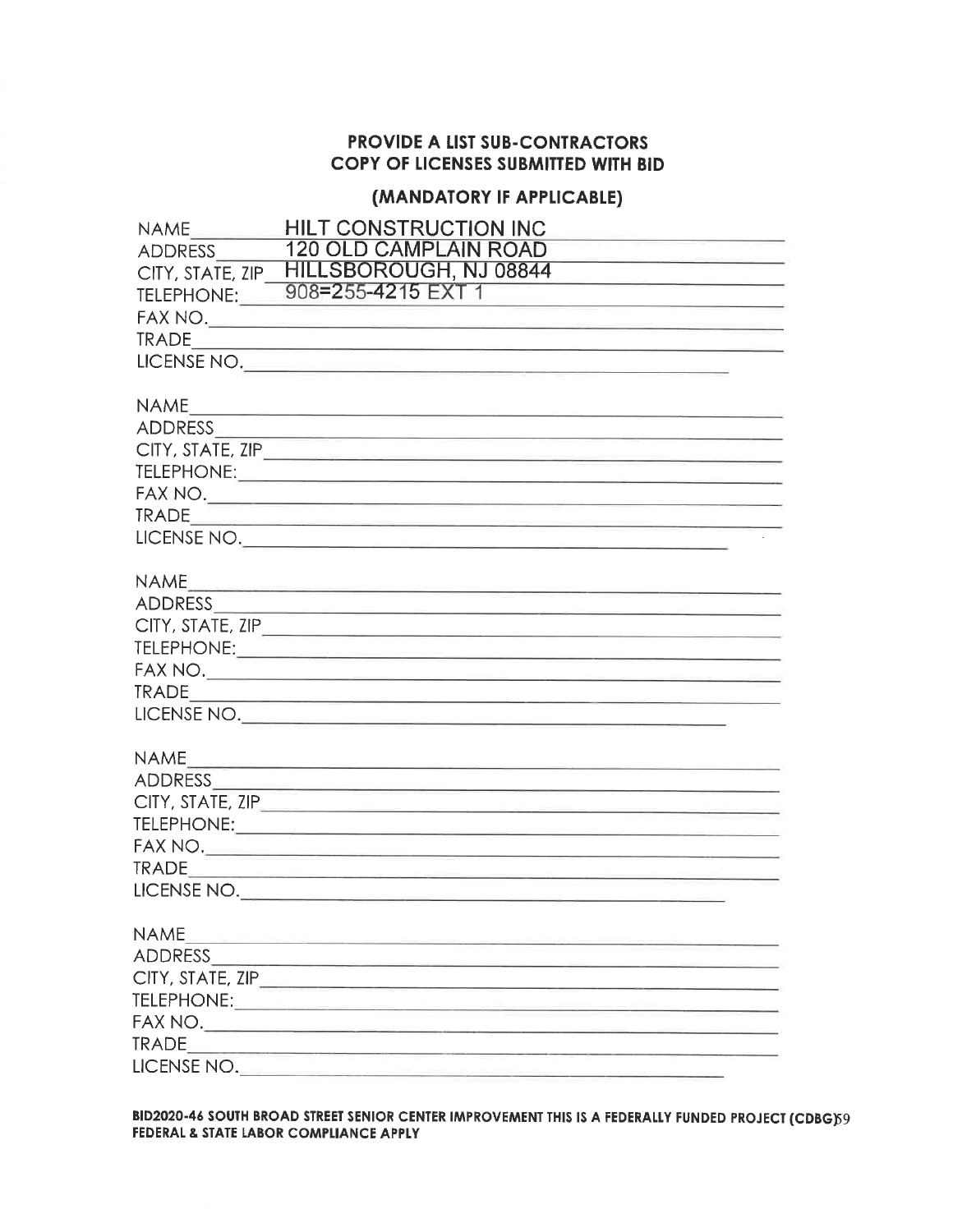**PROVIDE A LIST SUB-CONTRACTORS**
**COPY OF LICENSES SUBMITTED WITH BID**

**(MANDATORY IF APPLICABLE)**

NAME HILT CONSTRUCTION INC
ADDRESS 120 OLD CAMPLAIN ROAD
CITY, STATE, ZIP HILLSBOROUGH, NJ 08844
TELEPHONE: 908=255-4215 EXT 1
FAX NO.\_\_\_\_\_\_\_\_\_\_\_\_\_\_\_\_\_\_\_\_
TRADE\_\_\_\_\_\_\_\_\_\_\_\_\_\_\_\_\_\_\_\_
LICENSE NO.\_\_\_\_\_\_\_\_\_\_\_\_\_\_\_\_\_\_\_\_

NAME\_\_\_\_\_\_\_\_\_\_\_\_\_\_\_\_\_\_\_\_
ADDRESS\_\_\_\_\_\_\_\_\_\_\_\_\_\_\_\_\_\_\_\_
CITY, STATE, ZIP\_\_\_\_\_\_\_\_\_\_\_\_\_\_\_\_\_\_\_\_
TELEPHONE:\_\_\_\_\_\_\_\_\_\_\_\_\_\_\_\_\_\_\_\_
FAX NO.\_\_\_\_\_\_\_\_\_\_\_\_\_\_\_\_\_\_\_\_
TRADE\_\_\_\_\_\_\_\_\_\_\_\_\_\_\_\_\_\_\_\_
LICENSE NO.\_\_\_\_\_\_\_\_\_\_\_\_\_\_\_\_\_\_\_\_

NAME\_\_\_\_\_\_\_\_\_\_\_\_\_\_\_\_\_\_\_\_
ADDRESS\_\_\_\_\_\_\_\_\_\_\_\_\_\_\_\_\_\_\_\_
CITY, STATE, ZIP\_\_\_\_\_\_\_\_\_\_\_\_\_\_\_\_\_\_\_\_
TELEPHONE:\_\_\_\_\_\_\_\_\_\_\_\_\_\_\_\_\_\_\_\_
FAX NO.\_\_\_\_\_\_\_\_\_\_\_\_\_\_\_\_\_\_\_\_
TRADE\_\_\_\_\_\_\_\_\_\_\_\_\_\_\_\_\_\_\_\_
LICENSE NO.\_\_\_\_\_\_\_\_\_\_\_\_\_\_\_\_\_\_\_\_

NAME\_\_\_\_\_\_\_\_\_\_\_\_\_\_\_\_\_\_\_\_
ADDRESS\_\_\_\_\_\_\_\_\_\_\_\_\_\_\_\_\_\_\_\_
CITY, STATE, ZIP\_\_\_\_\_\_\_\_\_\_\_\_\_\_\_\_\_\_\_\_
TELEPHONE:\_\_\_\_\_\_\_\_\_\_\_\_\_\_\_\_\_\_\_\_
FAX NO.\_\_\_\_\_\_\_\_\_\_\_\_\_\_\_\_\_\_\_\_
TRADE\_\_\_\_\_\_\_\_\_\_\_\_\_\_\_\_\_\_\_\_
LICENSE NO.\_\_\_\_\_\_\_\_\_\_\_\_\_\_\_\_\_\_\_\_

NAME\_\_\_\_\_\_\_\_\_\_\_\_\_\_\_\_\_\_\_\_
ADDRESS\_\_\_\_\_\_\_\_\_\_\_\_\_\_\_\_\_\_\_\_
CITY, STATE, ZIP\_\_\_\_\_\_\_\_\_\_\_\_\_\_\_\_\_\_\_\_
TELEPHONE:\_\_\_\_\_\_\_\_\_\_\_\_\_\_\_\_\_\_\_\_
FAX NO.\_\_\_\_\_\_\_\_\_\_\_\_\_\_\_\_\_\_\_\_
TRADE\_\_\_\_\_\_\_\_\_\_\_\_\_\_\_\_\_\_\_\_
LICENSE NO.\_\_\_\_\_\_\_\_\_\_\_\_\_\_\_\_\_\_\_\_

**BID2020-46 SOUTH BROAD STREET SENIOR CENTER IMPROVEMENT THIS IS A FEDERALLY FUNDED PROJECT (CDBG)**
**FEDERAL & STATE LABOR COMPLIANCE APPLY**